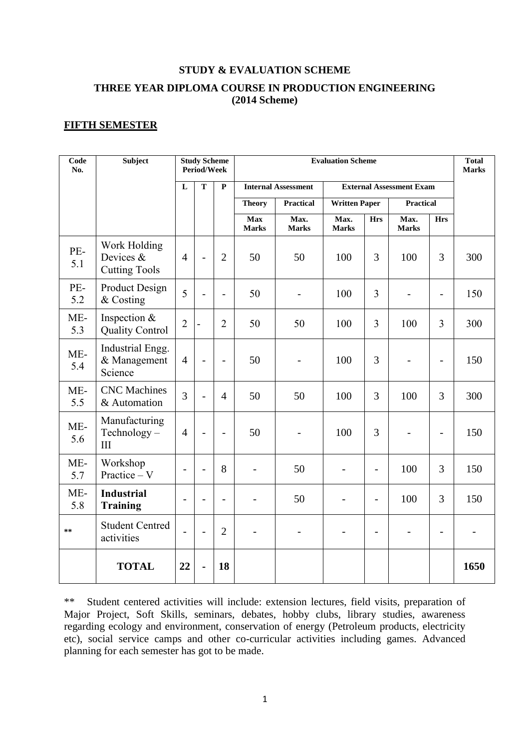# STUDY & EVALUATION SCHEME

## THREE YEAR DIPLOMA COURSE IN PRODUCTION ENGINEERING (2014 Scheme)

### FIFTH SEMESTER

| Code No. | Subject | Study Scheme Period/Week | | | Evaluation Scheme | | | | | | Total Marks |
|---|---|---|---|---|---|---|---|---|---|---|---|
| | | L | T | P | Internal Assessment | | External Assessment Exam | | | | |
| | | | | | Theory | Practical | Written Paper | | Practical | | |
| | | | | | Max Marks | Max. Marks | Max. Marks | Hrs | Max. Marks | Hrs | |
| PE-5.1 | Work Holding Devices & Cutting Tools | 4 | - | 2 | 50 | 50 | 100 | 3 | 100 | 3 | 300 |
| PE-5.2 | Product Design & Costing | 5 | - | - | 50 | - | 100 | 3 | - | - | 150 |
| ME-5.3 | Inspection & Quality Control | 2 | - | 2 | 50 | 50 | 100 | 3 | 100 | 3 | 300 |
| ME-5.4 | Industrial Engg. & Management Science | 4 | - | - | 50 | - | 100 | 3 | - | - | 150 |
| ME-5.5 | CNC Machines & Automation | 3 | - | 4 | 50 | 50 | 100 | 3 | 100 | 3 | 300 |
| ME-5.6 | Manufacturing Technology – III | 4 | - | - | 50 | - | 100 | 3 | - | - | 150 |
| ME-5.7 | Workshop Practice – V | - | - | 8 | - | 50 | - | - | 100 | 3 | 150 |
| ME-5.8 | **Industrial Training** | - | - | - | - | 50 | - | - | 100 | 3 | 150 |
| ** | Student Centred activities | - | - | 2 | - | - | - | - | - | - | - |
| | **TOTAL** | **22** | **-** | **18** | | | | | | | **1650** |

** Student centered activities will include: extension lectures, field visits, preparation of Major Project, Soft Skills, seminars, debates, hobby clubs, library studies, awareness regarding ecology and environment, conservation of energy (Petroleum products, electricity etc), social service camps and other co-curricular activities including games. Advanced planning for each semester has got to be made.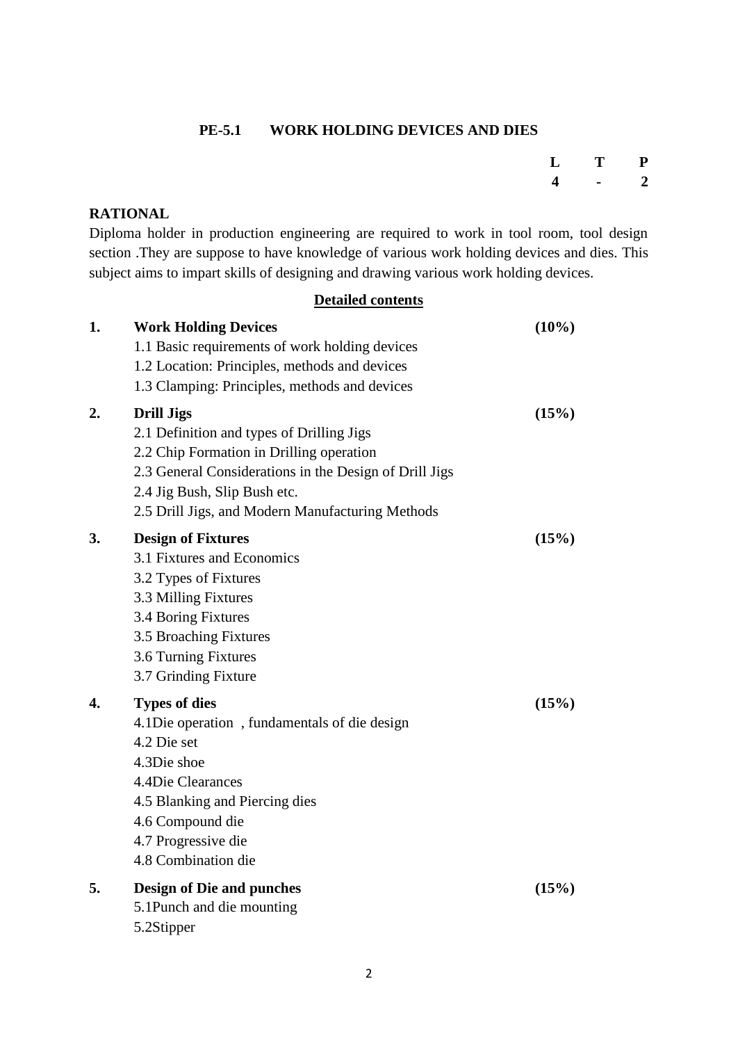## PE-5.1 WORK HOLDING DEVICES AND DIES

| L | T | P |
|---|---|---|
| 4 | - | 2 |

**RATIONAL**

Diploma holder in production engineering are required to work in tool room, tool design section .They are suppose to have knowledge of various work holding devices and dies. This subject aims to impart skills of designing and drawing various work holding devices.

**Detailed contents**

**1. Work Holding Devices** **(10%)**

1.1 Basic requirements of work holding devices
1.2 Location: Principles, methods and devices
1.3 Clamping: Principles, methods and devices

**2. Drill Jigs** **(15%)**

2.1 Definition and types of Drilling Jigs
2.2 Chip Formation in Drilling operation
2.3 General Considerations in the Design of Drill Jigs
2.4 Jig Bush, Slip Bush etc.
2.5 Drill Jigs, and Modern Manufacturing Methods

**3. Design of Fixtures** **(15%)**

3.1 Fixtures and Economics
3.2 Types of Fixtures
3.3 Milling Fixtures
3.4 Boring Fixtures
3.5 Broaching Fixtures
3.6 Turning Fixtures
3.7 Grinding Fixture

**4. Types of dies** **(15%)**

4.1Die operation , fundamentals of die design
4.2 Die set
4.3Die shoe
4.4Die Clearances
4.5 Blanking and Piercing dies
4.6 Compound die
4.7 Progressive die
4.8 Combination die

**5. Design of Die and punches** **(15%)**

5.1Punch and die mounting
5.2Stipper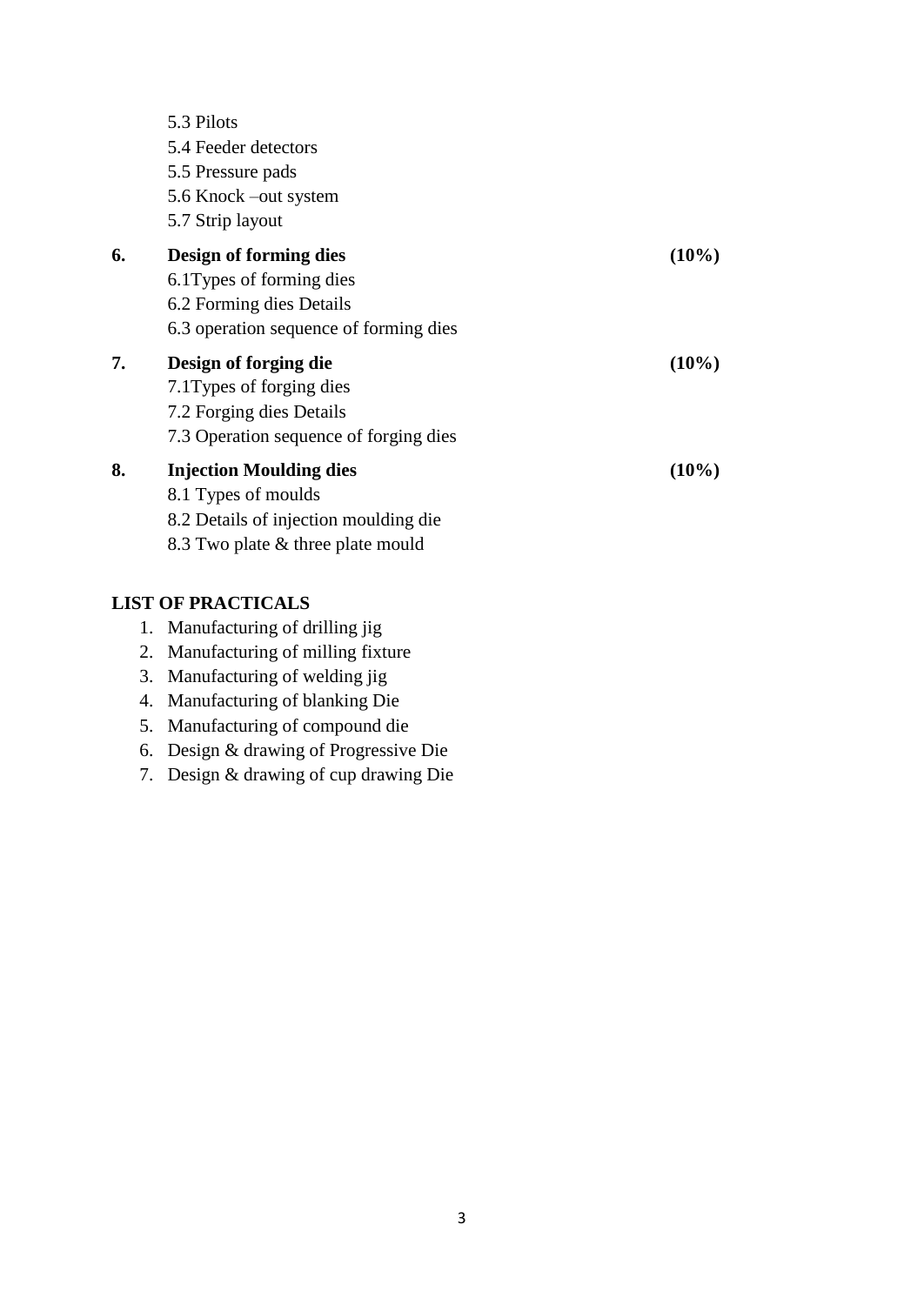5.3 Pilots
5.4 Feeder detectors
5.5 Pressure pads
5.6 Knock –out system
5.7 Strip layout

**6. Design of forming dies** **(10%)**

6.1Types of forming dies
6.2 Forming dies Details
6.3 operation sequence of forming dies

**7. Design of forging die** **(10%)**

7.1Types of forging dies
7.2 Forging dies Details
7.3 Operation sequence of forging dies

**8. Injection Moulding dies** **(10%)**

8.1 Types of moulds
8.2 Details of injection moulding die
8.3 Two plate & three plate mould

**LIST OF PRACTICALS**

1. Manufacturing of drilling jig
2. Manufacturing of milling fixture
3. Manufacturing of welding jig
4. Manufacturing of blanking Die
5. Manufacturing of compound die
6. Design & drawing of Progressive Die
7. Design & drawing of cup drawing Die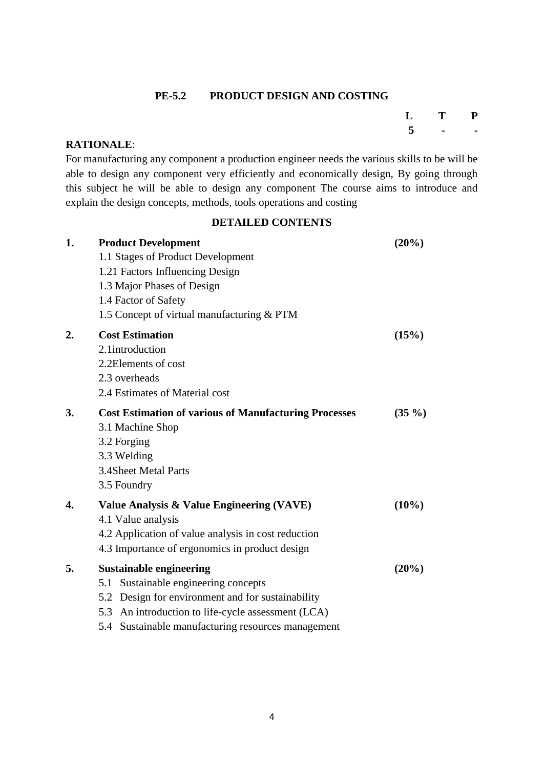## PE-5.2 PRODUCT DESIGN AND COSTING

| L | T | P |
|---|---|---|
| 5 | - | - |

**RATIONALE**:

For manufacturing any component a production engineer needs the various skills to be will be able to design any component very efficiently and economically design, By going through this subject he will be able to design any component The course aims to introduce and explain the design concepts, methods, tools operations and costing

### DETAILED CONTENTS

**1. Product Development** **(20%)**

1.1 Stages of Product Development
1.21 Factors Influencing Design
1.3 Major Phases of Design
1.4 Factor of Safety
1.5 Concept of virtual manufacturing & PTM

**2. Cost Estimation** **(15%)**

2.1introduction
2.2Elements of cost
2.3 overheads
2.4 Estimates of Material cost

**3. Cost Estimation of various of Manufacturing Processes** **(35 %)**

3.1 Machine Shop
3.2 Forging
3.3 Welding
3.4Sheet Metal Parts
3.5 Foundry

**4. Value Analysis & Value Engineering (VAVE)** **(10%)**

4.1 Value analysis
4.2 Application of value analysis in cost reduction
4.3 Importance of ergonomics in product design

**5. Sustainable engineering** **(20%)**

5.1 Sustainable engineering concepts
5.2 Design for environment and for sustainability
5.3 An introduction to life-cycle assessment (LCA)
5.4 Sustainable manufacturing resources management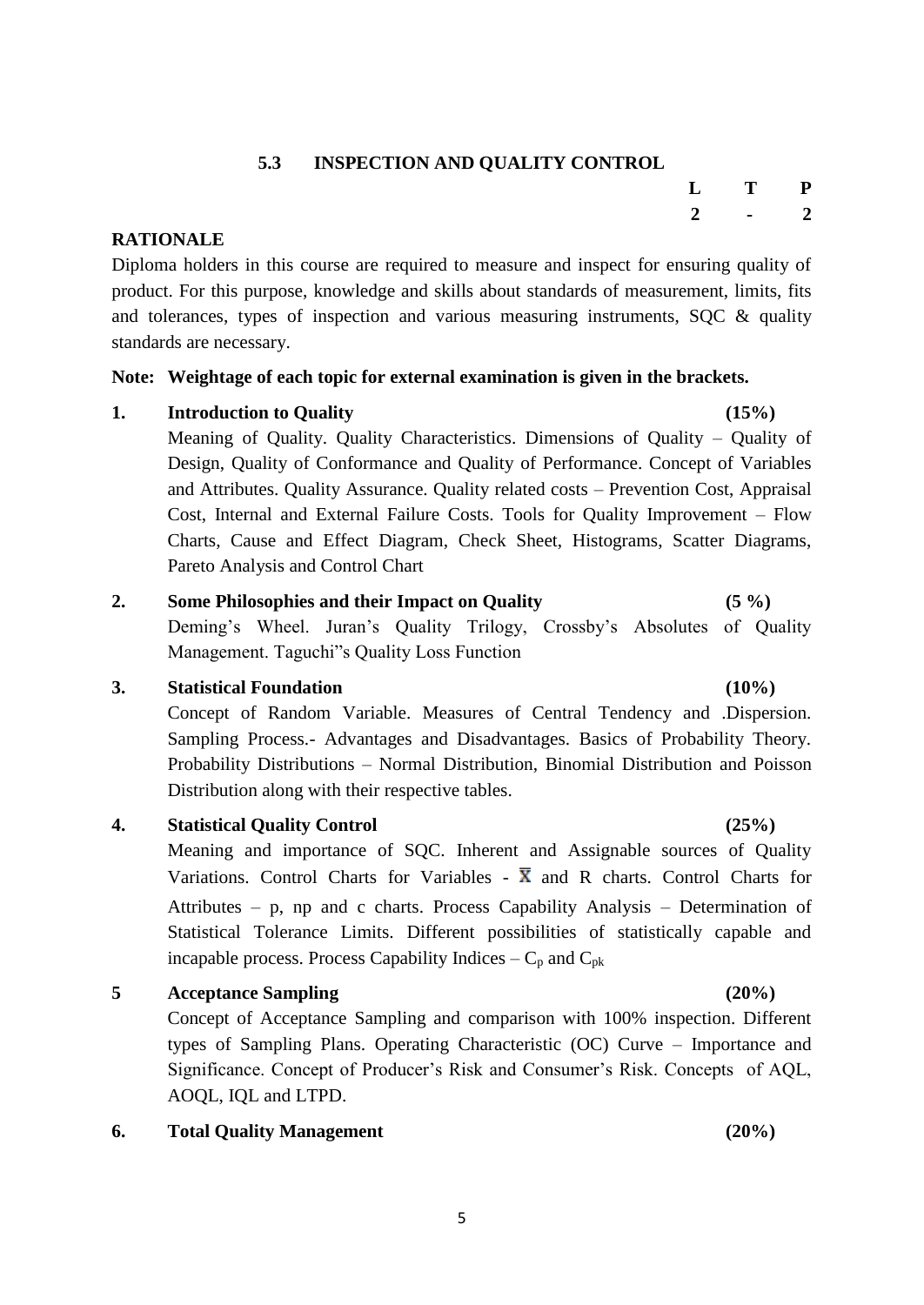## 5.3 INSPECTION AND QUALITY CONTROL

| L | T | P |
|---|---|---|
| 2 | - | 2 |

**RATIONALE**

Diploma holders in this course are required to measure and inspect for ensuring quality of product. For this purpose, knowledge and skills about standards of measurement, limits, fits and tolerances, types of inspection and various measuring instruments, SQC & quality standards are necessary.

**Note: Weightage of each topic for external examination is given in the brackets.**

**1. Introduction to Quality (15%)**

Meaning of Quality. Quality Characteristics. Dimensions of Quality – Quality of Design, Quality of Conformance and Quality of Performance. Concept of Variables and Attributes. Quality Assurance. Quality related costs – Prevention Cost, Appraisal Cost, Internal and External Failure Costs. Tools for Quality Improvement – Flow Charts, Cause and Effect Diagram, Check Sheet, Histograms, Scatter Diagrams, Pareto Analysis and Control Chart

**2. Some Philosophies and their Impact on Quality (5 %)**

Deming's Wheel. Juran's Quality Trilogy, Crossby's Absolutes of Quality Management. Taguchi"s Quality Loss Function

**3. Statistical Foundation (10%)**

Concept of Random Variable. Measures of Central Tendency and .Dispersion. Sampling Process.- Advantages and Disadvantages. Basics of Probability Theory. Probability Distributions – Normal Distribution, Binomial Distribution and Poisson Distribution along with their respective tables.

**4. Statistical Quality Control (25%)**

Meaning and importance of SQC. Inherent and Assignable sources of Quality Variations. Control Charts for Variables - $\bar{X}$ and R charts. Control Charts for Attributes – p, np and c charts. Process Capability Analysis – Determination of Statistical Tolerance Limits. Different possibilities of statistically capable and incapable process. Process Capability Indices – $C_p$ and $C_{pk}$

**5 Acceptance Sampling (20%)**

Concept of Acceptance Sampling and comparison with 100% inspection. Different types of Sampling Plans. Operating Characteristic (OC) Curve – Importance and Significance. Concept of Producer's Risk and Consumer's Risk. Concepts of AQL, AOQL, IQL and LTPD.

**6. Total Quality Management (20%)**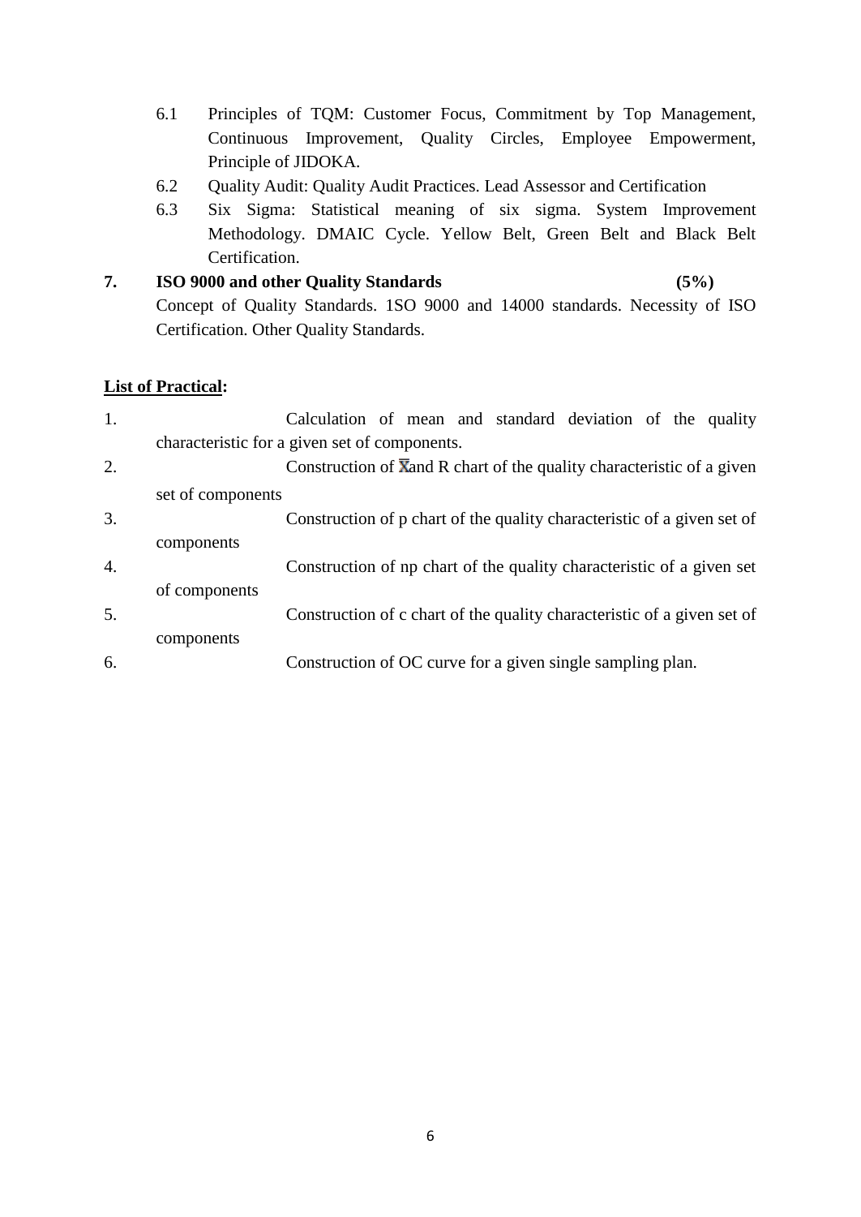6.1 Principles of TQM: Customer Focus, Commitment by Top Management, Continuous Improvement, Quality Circles, Employee Empowerment, Principle of JIDOKA.

6.2 Quality Audit: Quality Audit Practices. Lead Assessor and Certification

6.3 Six Sigma: Statistical meaning of six sigma. System Improvement Methodology. DMAIC Cycle. Yellow Belt, Green Belt and Black Belt Certification.

**7. ISO 9000 and other Quality Standards (5%)**

Concept of Quality Standards. 1SO 9000 and 14000 standards. Necessity of ISO Certification. Other Quality Standards.

**<u>List of Practical</u>:**

1. Calculation of mean and standard deviation of the quality characteristic for a given set of components.
2. Construction of $\bar{X}$ and R chart of the quality characteristic of a given set of components
3. Construction of p chart of the quality characteristic of a given set of components
4. Construction of np chart of the quality characteristic of a given set of components
5. Construction of c chart of the quality characteristic of a given set of components
6. Construction of OC curve for a given single sampling plan.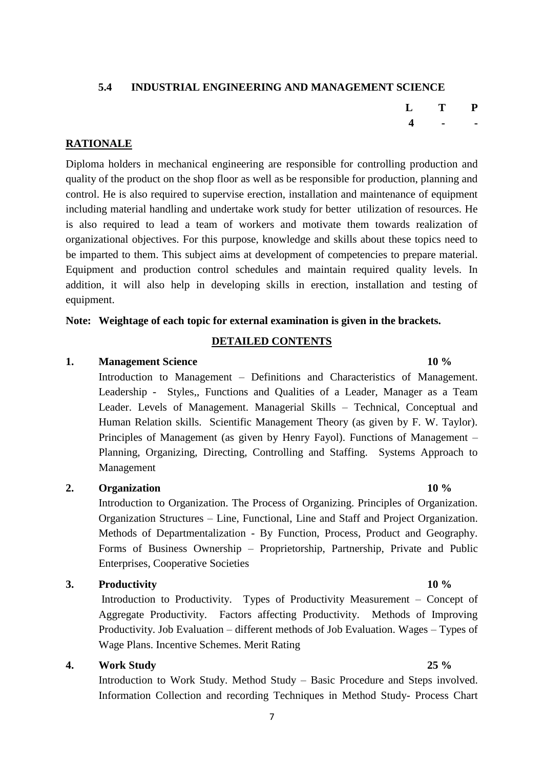### 5.4 INDUSTRIAL ENGINEERING AND MANAGEMENT SCIENCE

| L | T | P |
|---|---|---|
| 4 | - | - |

**RATIONALE**

Diploma holders in mechanical engineering are responsible for controlling production and quality of the product on the shop floor as well as be responsible for production, planning and control. He is also required to supervise erection, installation and maintenance of equipment including material handling and undertake work study for better utilization of resources. He is also required to lead a team of workers and motivate them towards realization of organizational objectives. For this purpose, knowledge and skills about these topics need to be imparted to them. This subject aims at development of competencies to prepare material. Equipment and production control schedules and maintain required quality levels. In addition, it will also help in developing skills in erection, installation and testing of equipment.

**Note: Weightage of each topic for external examination is given in the brackets.**

**DETAILED CONTENTS**

**1. Management Science 10 %**

Introduction to Management – Definitions and Characteristics of Management. Leadership - Styles,, Functions and Qualities of a Leader, Manager as a Team Leader. Levels of Management. Managerial Skills – Technical, Conceptual and Human Relation skills. Scientific Management Theory (as given by F. W. Taylor). Principles of Management (as given by Henry Fayol). Functions of Management – Planning, Organizing, Directing, Controlling and Staffing. Systems Approach to Management

**2. Organization 10 %**

Introduction to Organization. The Process of Organizing. Principles of Organization. Organization Structures – Line, Functional, Line and Staff and Project Organization. Methods of Departmentalization - By Function, Process, Product and Geography. Forms of Business Ownership – Proprietorship, Partnership, Private and Public Enterprises, Cooperative Societies

**3. Productivity 10 %**

Introduction to Productivity. Types of Productivity Measurement – Concept of Aggregate Productivity. Factors affecting Productivity. Methods of Improving Productivity. Job Evaluation – different methods of Job Evaluation. Wages – Types of Wage Plans. Incentive Schemes. Merit Rating

**4. Work Study 25 %**

Introduction to Work Study. Method Study – Basic Procedure and Steps involved. Information Collection and recording Techniques in Method Study- Process Chart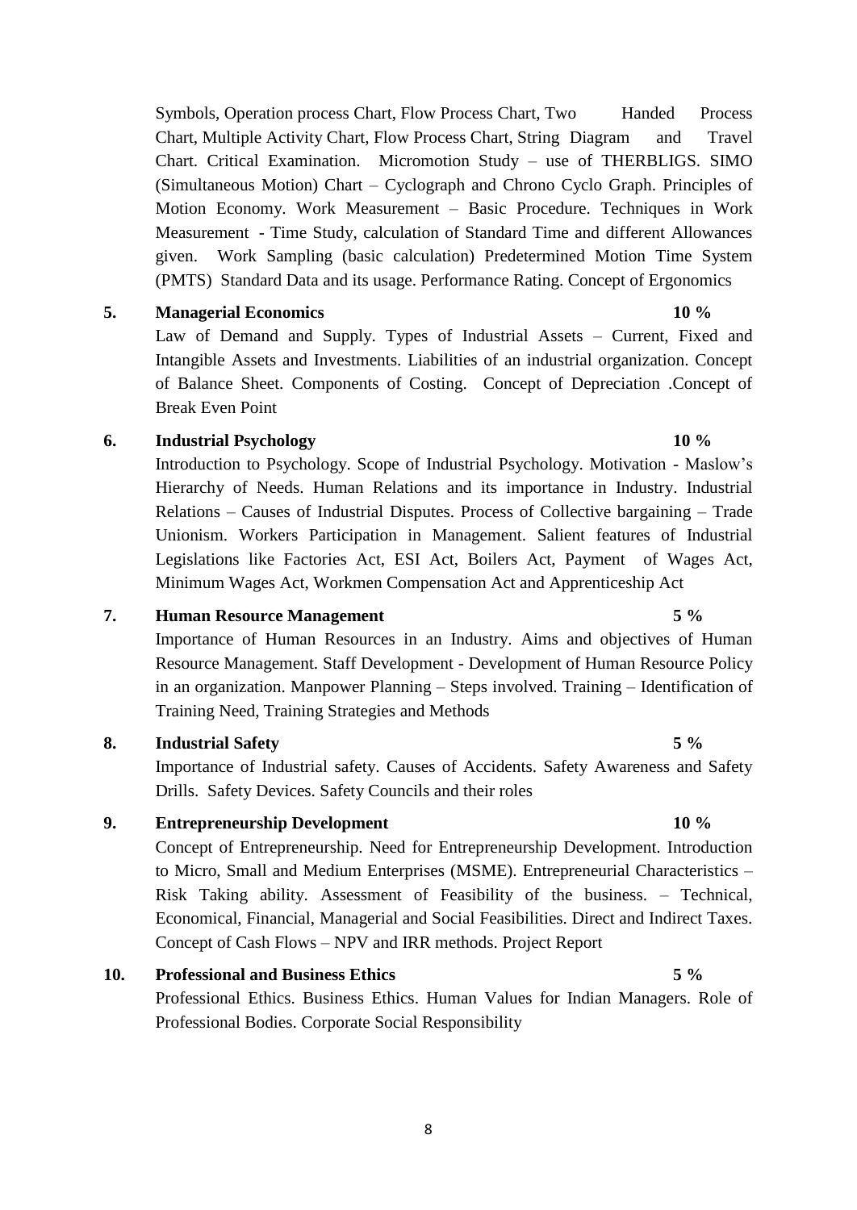Symbols, Operation process Chart, Flow Process Chart, Two Handed Process Chart, Multiple Activity Chart, Flow Process Chart, String Diagram and Travel Chart. Critical Examination. Micromotion Study – use of THERBLIGS. SIMO (Simultaneous Motion) Chart – Cyclograph and Chrono Cyclo Graph. Principles of Motion Economy. Work Measurement – Basic Procedure. Techniques in Work Measurement - Time Study, calculation of Standard Time and different Allowances given. Work Sampling (basic calculation) Predetermined Motion Time System (PMTS) Standard Data and its usage. Performance Rating. Concept of Ergonomics

**5. Managerial Economics 10 %**

Law of Demand and Supply. Types of Industrial Assets – Current, Fixed and Intangible Assets and Investments. Liabilities of an industrial organization. Concept of Balance Sheet. Components of Costing. Concept of Depreciation .Concept of Break Even Point

**6. Industrial Psychology 10 %**

Introduction to Psychology. Scope of Industrial Psychology. Motivation - Maslow's Hierarchy of Needs. Human Relations and its importance in Industry. Industrial Relations – Causes of Industrial Disputes. Process of Collective bargaining – Trade Unionism. Workers Participation in Management. Salient features of Industrial Legislations like Factories Act, ESI Act, Boilers Act, Payment of Wages Act, Minimum Wages Act, Workmen Compensation Act and Apprenticeship Act

**7. Human Resource Management 5 %**

Importance of Human Resources in an Industry. Aims and objectives of Human Resource Management. Staff Development - Development of Human Resource Policy in an organization. Manpower Planning – Steps involved. Training – Identification of Training Need, Training Strategies and Methods

**8. Industrial Safety 5 %**

Importance of Industrial safety. Causes of Accidents. Safety Awareness and Safety Drills. Safety Devices. Safety Councils and their roles

**9. Entrepreneurship Development 10 %**

Concept of Entrepreneurship. Need for Entrepreneurship Development. Introduction to Micro, Small and Medium Enterprises (MSME). Entrepreneurial Characteristics – Risk Taking ability. Assessment of Feasibility of the business. – Technical, Economical, Financial, Managerial and Social Feasibilities. Direct and Indirect Taxes. Concept of Cash Flows – NPV and IRR methods. Project Report

**10. Professional and Business Ethics 5 %**

Professional Ethics. Business Ethics. Human Values for Indian Managers. Role of Professional Bodies. Corporate Social Responsibility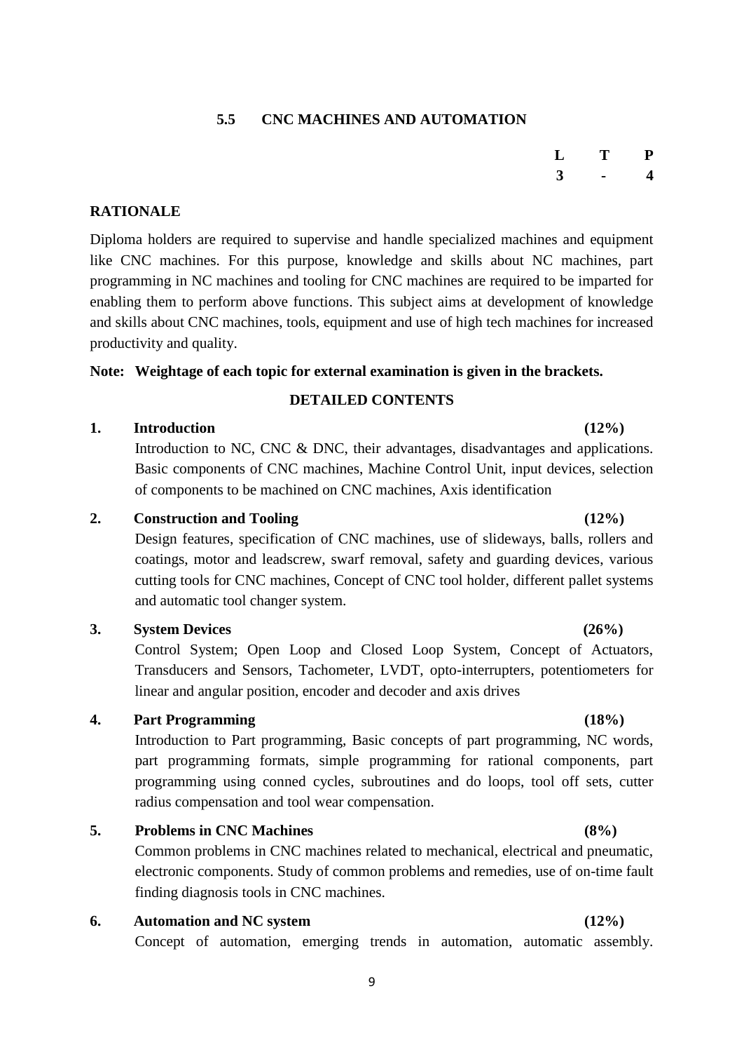## 5.5 CNC MACHINES AND AUTOMATION

| L | T | P |
|---|---|---|
| 3 | - | 4 |

**RATIONALE**

Diploma holders are required to supervise and handle specialized machines and equipment like CNC machines. For this purpose, knowledge and skills about NC machines, part programming in NC machines and tooling for CNC machines are required to be imparted for enabling them to perform above functions. This subject aims at development of knowledge and skills about CNC machines, tools, equipment and use of high tech machines for increased productivity and quality.

**Note: Weightage of each topic for external examination is given in the brackets.**

**DETAILED CONTENTS**

**1. Introduction (12%)**

Introduction to NC, CNC & DNC, their advantages, disadvantages and applications. Basic components of CNC machines, Machine Control Unit, input devices, selection of components to be machined on CNC machines, Axis identification

**2. Construction and Tooling (12%)**

Design features, specification of CNC machines, use of slideways, balls, rollers and coatings, motor and leadscrew, swarf removal, safety and guarding devices, various cutting tools for CNC machines, Concept of CNC tool holder, different pallet systems and automatic tool changer system.

**3. System Devices (26%)**

Control System; Open Loop and Closed Loop System, Concept of Actuators, Transducers and Sensors, Tachometer, LVDT, opto-interrupters, potentiometers for linear and angular position, encoder and decoder and axis drives

**4. Part Programming (18%)**

Introduction to Part programming, Basic concepts of part programming, NC words, part programming formats, simple programming for rational components, part programming using conned cycles, subroutines and do loops, tool off sets, cutter radius compensation and tool wear compensation.

**5. Problems in CNC Machines (8%)**

Common problems in CNC machines related to mechanical, electrical and pneumatic, electronic components. Study of common problems and remedies, use of on-time fault finding diagnosis tools in CNC machines.

**6. Automation and NC system (12%)**

Concept of automation, emerging trends in automation, automatic assembly.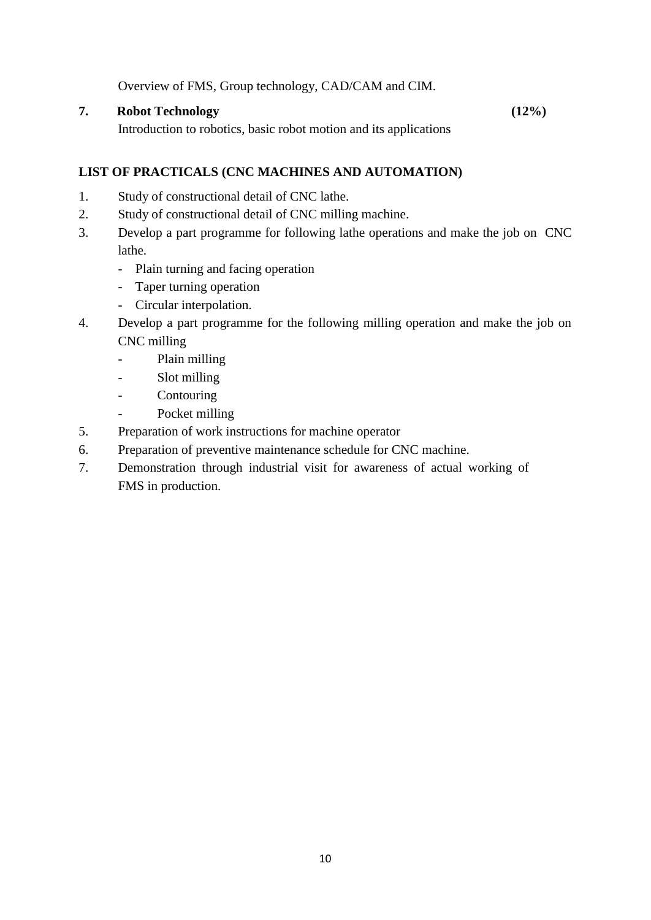Overview of FMS, Group technology, CAD/CAM and CIM.

**7. Robot Technology (12%)**

Introduction to robotics, basic robot motion and its applications

**LIST OF PRACTICALS (CNC MACHINES AND AUTOMATION)**

1. Study of constructional detail of CNC lathe.
2. Study of constructional detail of CNC milling machine.
3. Develop a part programme for following lathe operations and make the job on CNC lathe.
   - Plain turning and facing operation
   - Taper turning operation
   - Circular interpolation.
4. Develop a part programme for the following milling operation and make the job on CNC milling
   - Plain milling
   - Slot milling
   - Contouring
   - Pocket milling
5. Preparation of work instructions for machine operator
6. Preparation of preventive maintenance schedule for CNC machine.
7. Demonstration through industrial visit for awareness of actual working of FMS in production.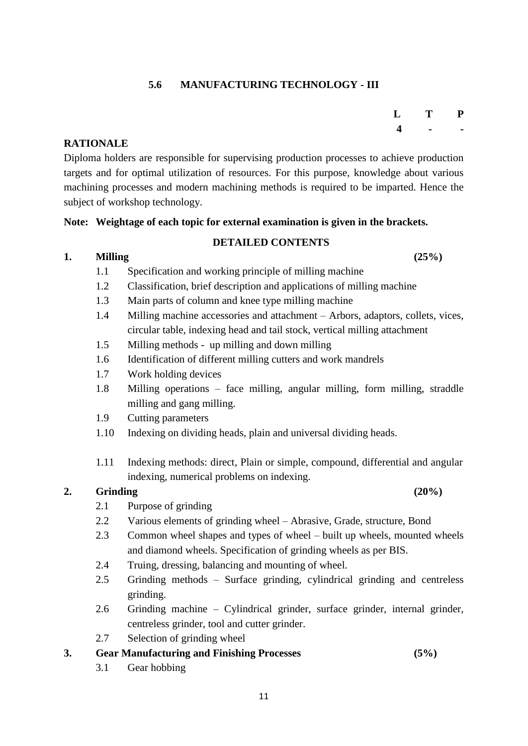## 5.6 MANUFACTURING TECHNOLOGY - III

| L | T | P |
|---|---|---|
| 4 | - | - |

**RATIONALE**

Diploma holders are responsible for supervising production processes to achieve production targets and for optimal utilization of resources. For this purpose, knowledge about various machining processes and modern machining methods is required to be imparted. Hence the subject of workshop technology.

**Note: Weightage of each topic for external examination is given in the brackets.**

**DETAILED CONTENTS**

**1. Milling (25%)**

1.1 Specification and working principle of milling machine

1.2 Classification, brief description and applications of milling machine

1.3 Main parts of column and knee type milling machine

1.4 Milling machine accessories and attachment – Arbors, adaptors, collets, vices, circular table, indexing head and tail stock, vertical milling attachment

1.5 Milling methods - up milling and down milling

1.6 Identification of different milling cutters and work mandrels

1.7 Work holding devices

1.8 Milling operations – face milling, angular milling, form milling, straddle milling and gang milling.

1.9 Cutting parameters

1.10 Indexing on dividing heads, plain and universal dividing heads.

1.11 Indexing methods: direct, Plain or simple, compound, differential and angular indexing, numerical problems on indexing.

**2. Grinding (20%)**

2.1 Purpose of grinding

2.2 Various elements of grinding wheel – Abrasive, Grade, structure, Bond

2.3 Common wheel shapes and types of wheel – built up wheels, mounted wheels and diamond wheels. Specification of grinding wheels as per BIS.

2.4 Truing, dressing, balancing and mounting of wheel.

2.5 Grinding methods – Surface grinding, cylindrical grinding and centreless grinding.

2.6 Grinding machine – Cylindrical grinder, surface grinder, internal grinder, centreless grinder, tool and cutter grinder.

2.7 Selection of grinding wheel

**3. Gear Manufacturing and Finishing Processes (5%)**

3.1 Gear hobbing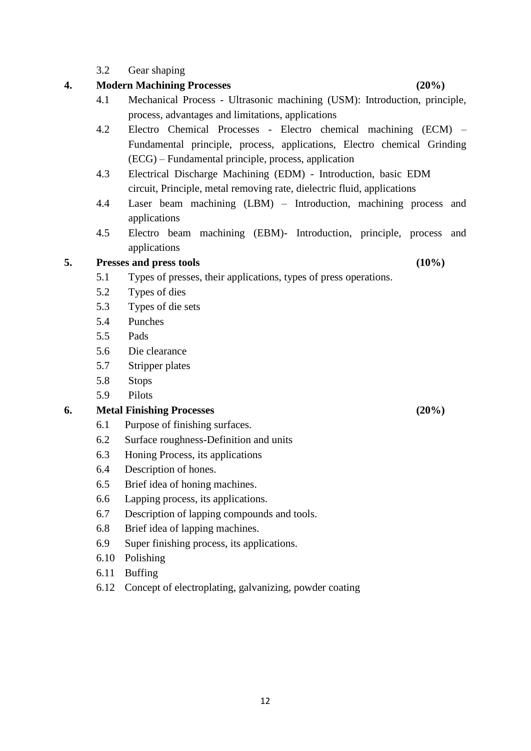3.2 Gear shaping

**4. Modern Machining Processes (20%)**

4.1 Mechanical Process - Ultrasonic machining (USM): Introduction, principle, process, advantages and limitations, applications

4.2 Electro Chemical Processes - Electro chemical machining (ECM) – Fundamental principle, process, applications, Electro chemical Grinding (ECG) – Fundamental principle, process, application

4.3 Electrical Discharge Machining (EDM) - Introduction, basic EDM circuit, Principle, metal removing rate, dielectric fluid, applications

4.4 Laser beam machining (LBM) – Introduction, machining process and applications

4.5 Electro beam machining (EBM)- Introduction, principle, process and applications

**5. Presses and press tools (10%)**

5.1 Types of presses, their applications, types of press operations.

5.2 Types of dies

5.3 Types of die sets

5.4 Punches

5.5 Pads

5.6 Die clearance

5.7 Stripper plates

5.8 Stops

5.9 Pilots

**6. Metal Finishing Processes (20%)**

6.1 Purpose of finishing surfaces.

6.2 Surface roughness-Definition and units

6.3 Honing Process, its applications

6.4 Description of hones.

6.5 Brief idea of honing machines.

6.6 Lapping process, its applications.

6.7 Description of lapping compounds and tools.

6.8 Brief idea of lapping machines.

6.9 Super finishing process, its applications.

6.10 Polishing

6.11 Buffing

6.12 Concept of electroplating, galvanizing, powder coating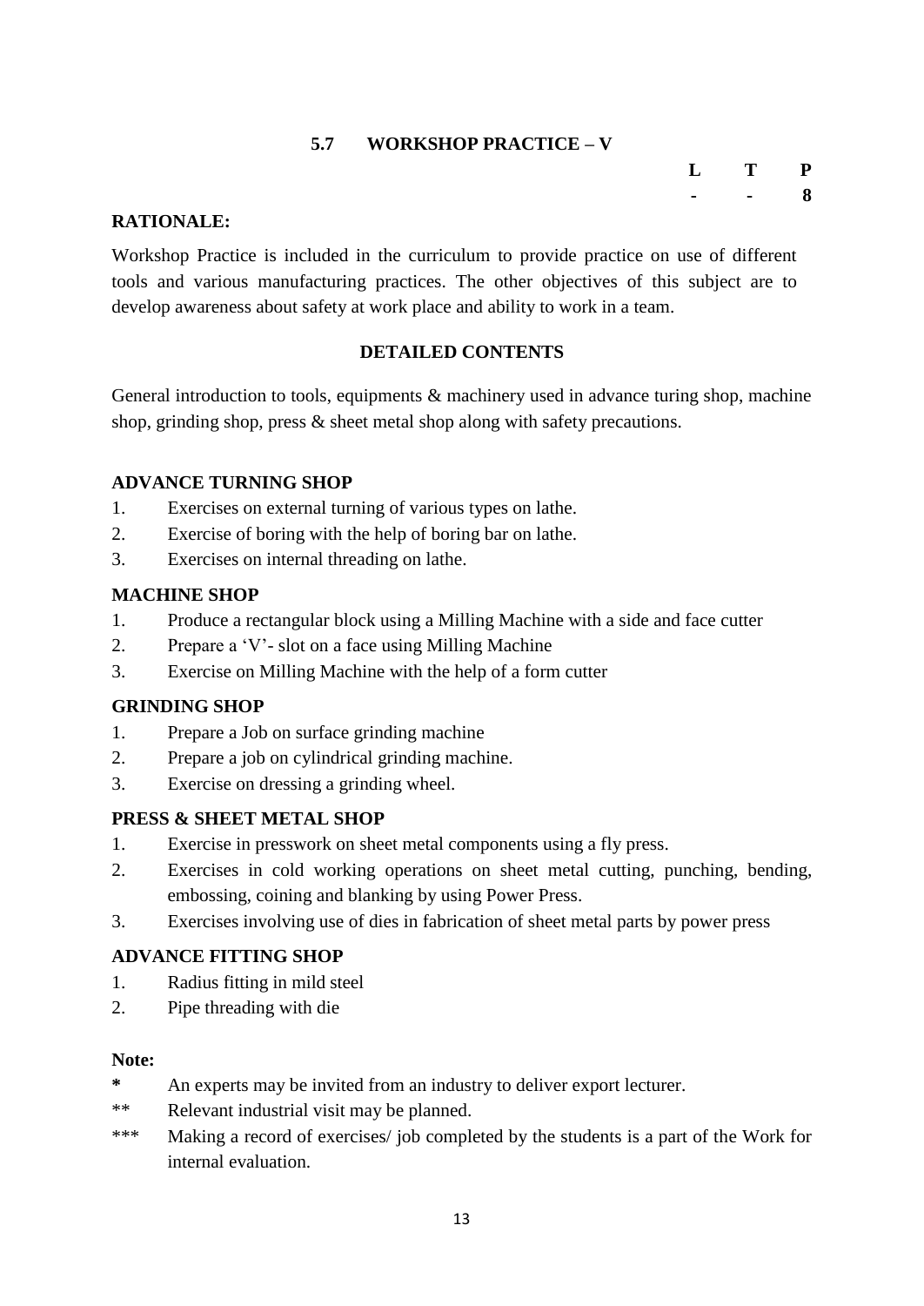## 5.7 WORKSHOP PRACTICE – V

| L | T | P |
|---|---|---|
| - | - | 8 |

**RATIONALE:**

Workshop Practice is included in the curriculum to provide practice on use of different tools and various manufacturing practices. The other objectives of this subject are to develop awareness about safety at work place and ability to work in a team.

### DETAILED CONTENTS

General introduction to tools, equipments & machinery used in advance turing shop, machine shop, grinding shop, press & sheet metal shop along with safety precautions.

**ADVANCE TURNING SHOP**

1. Exercises on external turning of various types on lathe.
2. Exercise of boring with the help of boring bar on lathe.
3. Exercises on internal threading on lathe.

**MACHINE SHOP**

1. Produce a rectangular block using a Milling Machine with a side and face cutter
2. Prepare a 'V'- slot on a face using Milling Machine
3. Exercise on Milling Machine with the help of a form cutter

**GRINDING SHOP**

1. Prepare a Job on surface grinding machine
2. Prepare a job on cylindrical grinding machine.
3. Exercise on dressing a grinding wheel.

**PRESS & SHEET METAL SHOP**

1. Exercise in presswork on sheet metal components using a fly press.
2. Exercises in cold working operations on sheet metal cutting, punching, bending, embossing, coining and blanking by using Power Press.
3. Exercises involving use of dies in fabrication of sheet metal parts by power press

**ADVANCE FITTING SHOP**

1. Radius fitting in mild steel
2. Pipe threading with die

**Note:**

- \* An experts may be invited from an industry to deliver export lecturer.
- \*\* Relevant industrial visit may be planned.
- \*\*\* Making a record of exercises/ job completed by the students is a part of the Work for internal evaluation.